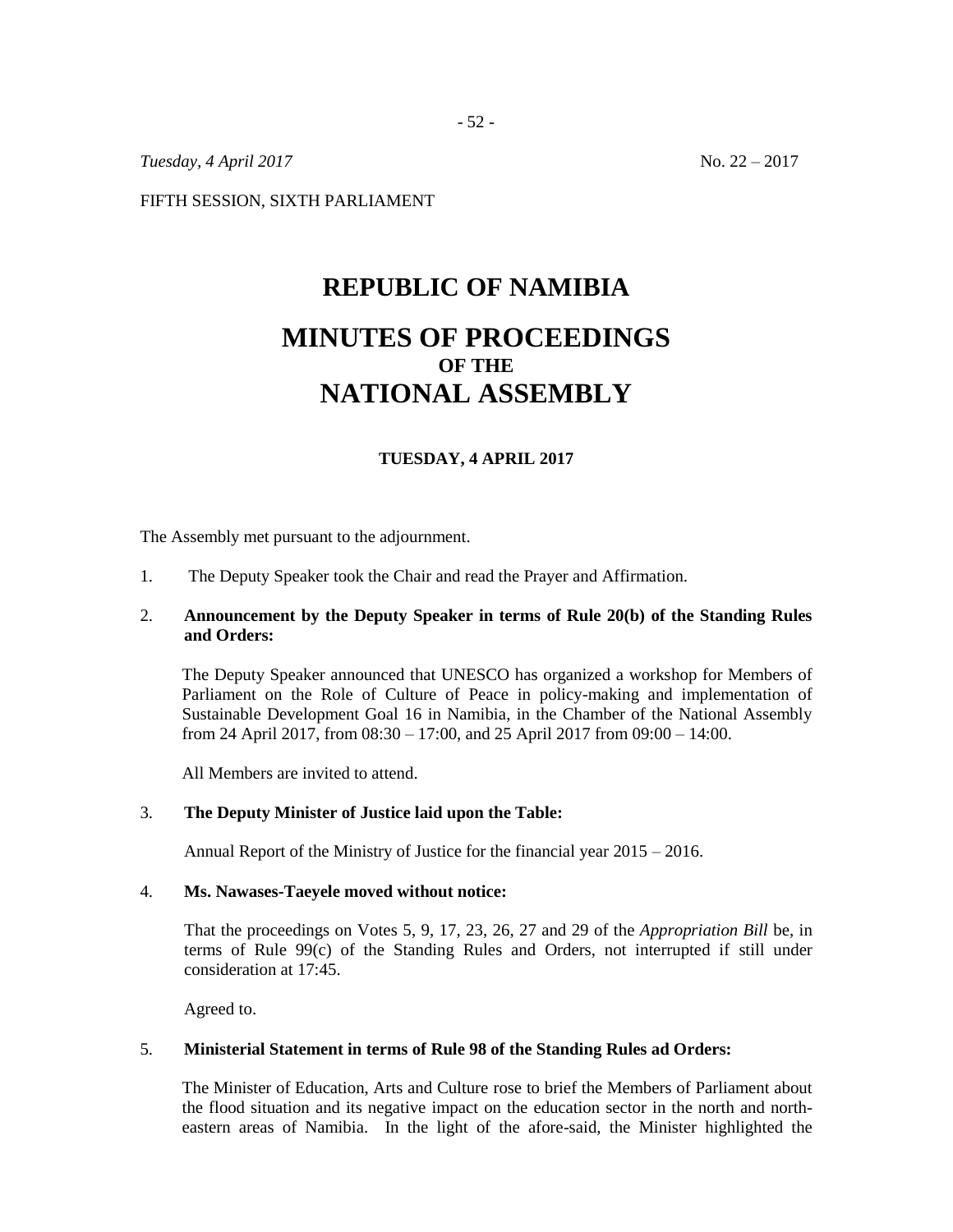*Tuesday, 4 April 2017* No. 22 – 2017

FIFTH SESSION, SIXTH PARLIAMENT

# REPUBLIC OF NAMIBIA

# MINUTES OF PROCEEDINGS
### OF THE
# NATIONAL ASSEMBLY

#### TUESDAY, 4 APRIL 2017

The Assembly met pursuant to the adjournment.

1. The Deputy Speaker took the Chair and read the Prayer and Affirmation.

2. **Announcement by the Deputy Speaker in terms of Rule 20(b) of the Standing Rules and Orders:**

   The Deputy Speaker announced that UNESCO has organized a workshop for Members of Parliament on the Role of Culture of Peace in policy-making and implementation of Sustainable Development Goal 16 in Namibia, in the Chamber of the National Assembly from 24 April 2017, from 08:30 – 17:00, and 25 April 2017 from 09:00 – 14:00.

   All Members are invited to attend.

3. **The Deputy Minister of Justice laid upon the Table:**

   Annual Report of the Ministry of Justice for the financial year 2015 – 2016.

4. **Ms. Nawases-Taeyele moved without notice:**

   That the proceedings on Votes 5, 9, 17, 23, 26, 27 and 29 of the *Appropriation Bill* be, in terms of Rule 99(c) of the Standing Rules and Orders, not interrupted if still under consideration at 17:45.

   Agreed to.

5. **Ministerial Statement in terms of Rule 98 of the Standing Rules ad Orders:**

   The Minister of Education, Arts and Culture rose to brief the Members of Parliament about the flood situation and its negative impact on the education sector in the north and north-eastern areas of Namibia. In the light of the afore-said, the Minister highlighted the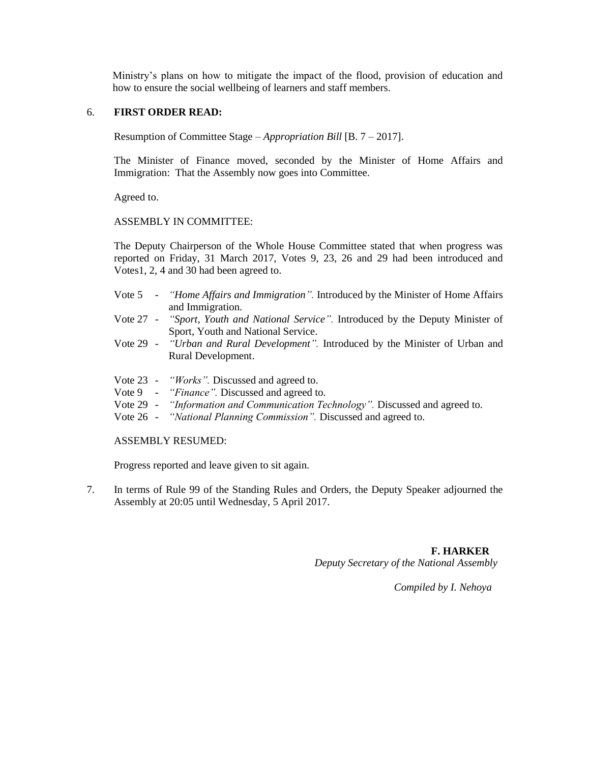Ministry's plans on how to mitigate the impact of the flood, provision of education and how to ensure the social wellbeing of learners and staff members.

6. **FIRST ORDER READ:**

Resumption of Committee Stage – *Appropriation Bill* [B. 7 – 2017].

The Minister of Finance moved, seconded by the Minister of Home Affairs and Immigration: That the Assembly now goes into Committee.

Agreed to.

ASSEMBLY IN COMMITTEE:

The Deputy Chairperson of the Whole House Committee stated that when progress was reported on Friday, 31 March 2017, Votes 9, 23, 26 and 29 had been introduced and Votes1, 2, 4 and 30 had been agreed to.

Vote 5 - *"Home Affairs and Immigration".* Introduced by the Minister of Home Affairs and Immigration.
Vote 27 - *"Sport, Youth and National Service".* Introduced by the Deputy Minister of Sport, Youth and National Service.
Vote 29 - *"Urban and Rural Development".* Introduced by the Minister of Urban and Rural Development.

Vote 23 - *"Works".* Discussed and agreed to.
Vote 9 - *"Finance".* Discussed and agreed to.
Vote 29 - *"Information and Communication Technology".* Discussed and agreed to.
Vote 26 - *"National Planning Commission".* Discussed and agreed to.

ASSEMBLY RESUMED:

Progress reported and leave given to sit again.

7. In terms of Rule 99 of the Standing Rules and Orders, the Deputy Speaker adjourned the Assembly at 20:05 until Wednesday, 5 April 2017.

**F. HARKER**
*Deputy Secretary of the National Assembly*

*Compiled by I. Nehoya*